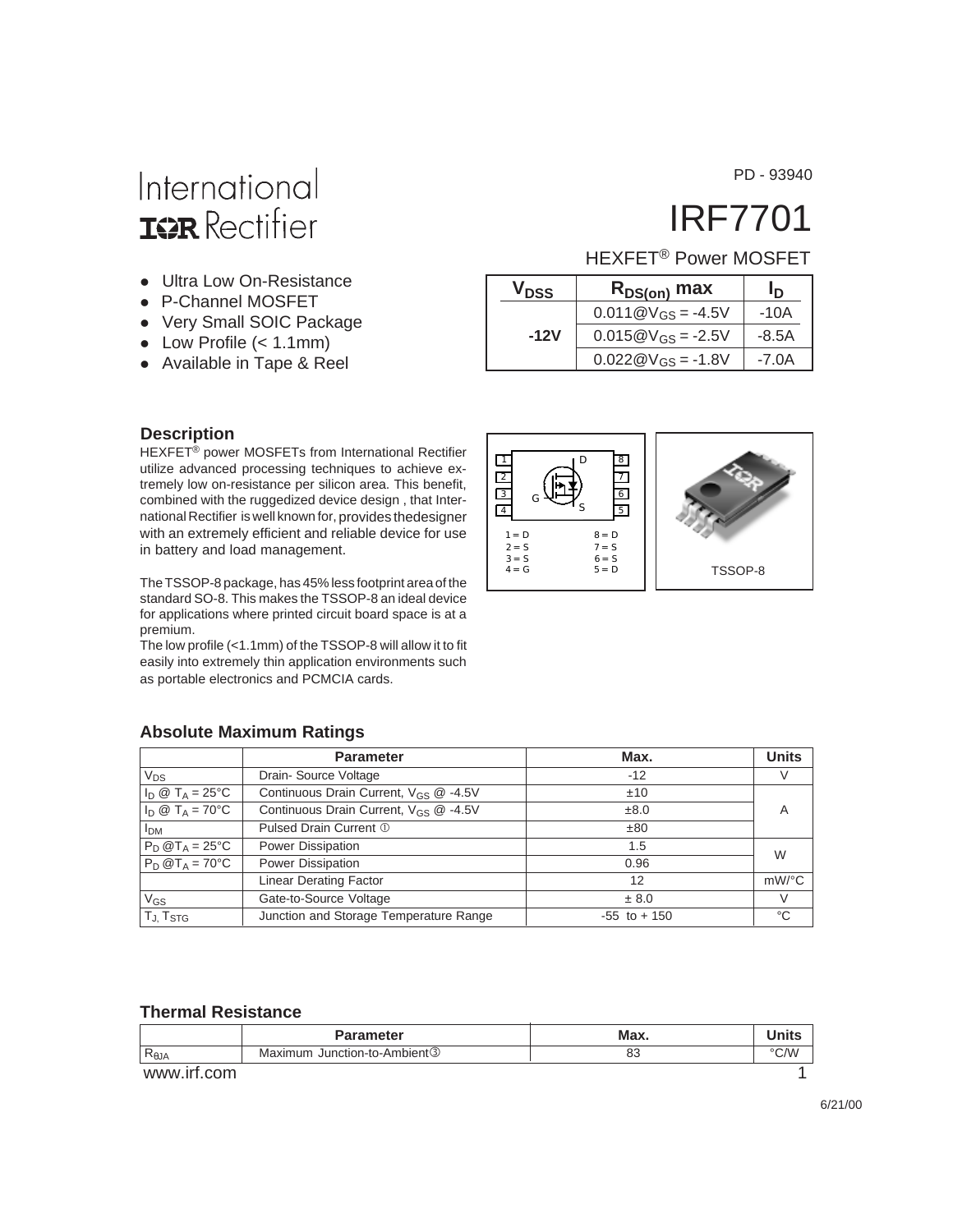International
IOR Rectifier

PD - 93940

# IRF7701

HEXFET® Power MOSFET

- Ultra Low On-Resistance
- P-Channel MOSFET
- Very Small SOIC Package
- Low Profile (< 1.1mm)
- Available in Tape & Reel

| $V_{DSS}$ | $R_{DS(on)}$ max | $I_D$ |
|---|---|---|
| -12V | $0.011@V_{GS} = -4.5V$ | -10A |
| | $0.015@V_{GS} = -2.5V$ | -8.5A |
| | $0.022@V_{GS} = -1.8V$ | -7.0A |

### Description

HEXFET® power MOSFETs from International Rectifier utilize advanced processing techniques to achieve extremely low on-resistance per silicon area. This benefit, combined with the ruggedized device design , that International Rectifier is well known for, provides thedesigner with an extremely efficient and reliable device for use in battery and load management.

The TSSOP-8 package, has 45% less footprint area of the standard SO-8. This makes the TSSOP-8 an ideal device for applications where printed circuit board space is at a premium.

The low profile (<1.1mm) of the TSSOP-8 will allow it to fit easily into extremely thin application environments such as portable electronics and PCMCIA cards.

1 = D, 2 = S, 3 = S, 4 = G, 8 = D, 7 = S, 6 = S, 5 = D

TSSOP-8

### Absolute Maximum Ratings

| | Parameter | Max. | Units |
|---|---|---|---|
| $V_{DS}$ | Drain- Source Voltage | -12 | V |
| $I_D$ @ $T_A = 25°C$ | Continuous Drain Current, $V_{GS}$ @ -4.5V | ±10 | A |
| $I_D$ @ $T_A = 70°C$ | Continuous Drain Current, $V_{GS}$ @ -4.5V | ±8.0 | |
| $I_{DM}$ | Pulsed Drain Current ① | ±80 | |
| $P_D$ @$T_A = 25°C$ | Power Dissipation | 1.5 | W |
| $P_D$ @$T_A = 70°C$ | Power Dissipation | 0.96 | |
| | Linear Derating Factor | 12 | mW/°C |
| $V_{GS}$ | Gate-to-Source Voltage | ± 8.0 | V |
| $T_J$, $T_{STG}$ | Junction and Storage Temperature Range | -55 to + 150 | °C |

### Thermal Resistance

| | Parameter | Max. | Units |
|---|---|---|---|
| $R_{\theta JA}$ | Maximum Junction-to-Ambient③ | 83 | °C/W |

www.irf.com

6/21/00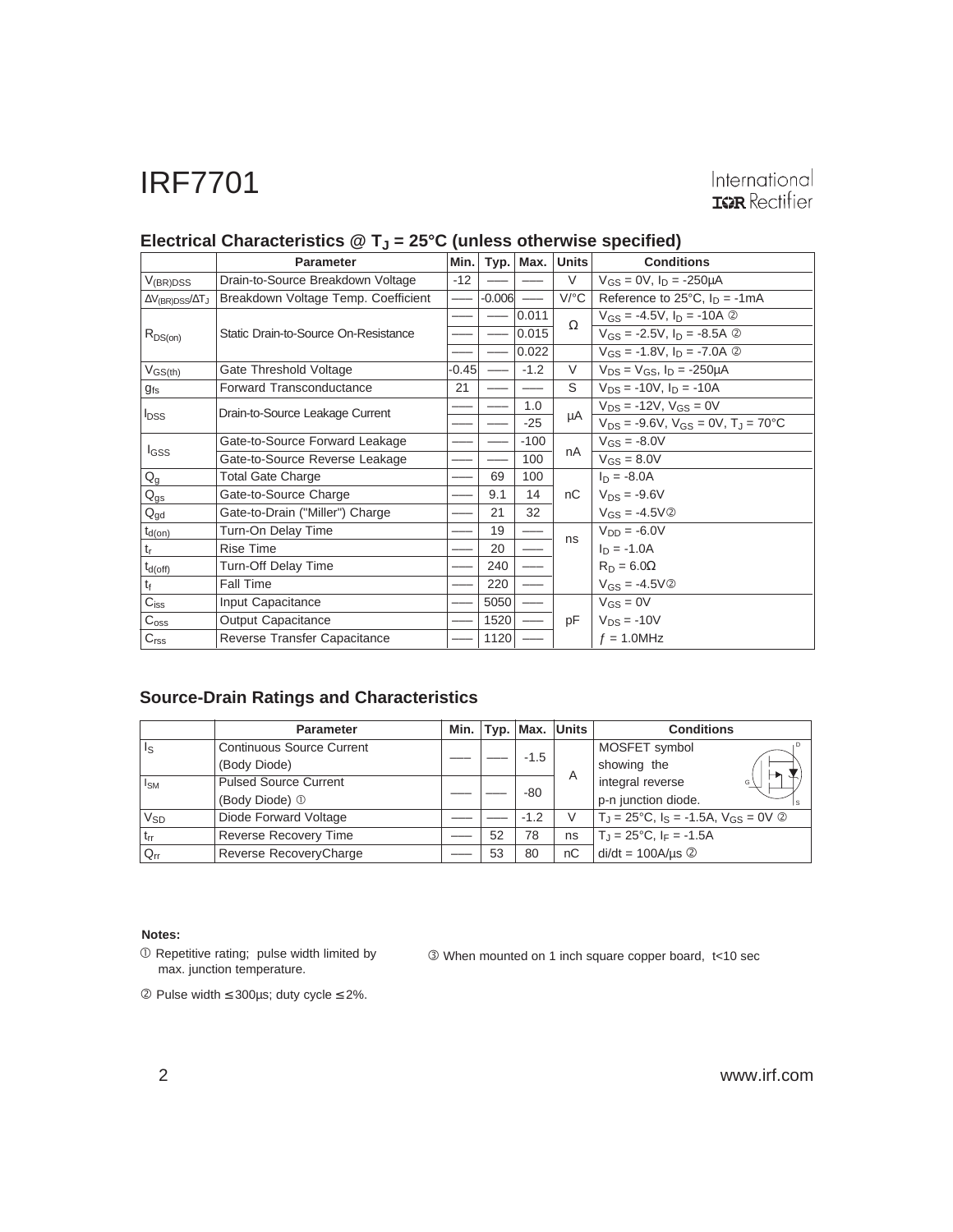## Electrical Characteristics @ $T_J$ = 25°C (unless otherwise specified)

| | Parameter | Min. | Typ. | Max. | Units | Conditions |
|---|---|---|---|---|---|---|
| $V_{(BR)DSS}$ | Drain-to-Source Breakdown Voltage | -12 | —— | —— | V | $V_{GS}$ = 0V, $I_D$ = -250µA |
| $\Delta V_{(BR)DSS}/\Delta T_J$ | Breakdown Voltage Temp. Coefficient | —— | -0.006 | —— | V/°C | Reference to 25°C, $I_D$ = -1mA |
| $R_{DS(on)}$ | Static Drain-to-Source On-Resistance | —— | —— | 0.011 | Ω | $V_{GS}$ = -4.5V, $I_D$ = -10A ② |
| | | —— | —— | 0.015 | | $V_{GS}$ = -2.5V, $I_D$ = -8.5A ② |
| | | —— | —— | 0.022 | | $V_{GS}$ = -1.8V, $I_D$ = -7.0A ② |
| $V_{GS(th)}$ | Gate Threshold Voltage | -0.45 | —— | -1.2 | V | $V_{DS}$ = $V_{GS}$, $I_D$ = -250µA |
| $g_{fs}$ | Forward Transconductance | 21 | —— | —— | S | $V_{DS}$ = -10V, $I_D$ = -10A |
| $I_{DSS}$ | Drain-to-Source Leakage Current | —— | —— | 1.0 | µA | $V_{DS}$ = -12V, $V_{GS}$ = 0V |
| | | —— | —— | -25 | | $V_{DS}$ = -9.6V, $V_{GS}$ = 0V, $T_J$ = 70°C |
| $I_{GSS}$ | Gate-to-Source Forward Leakage | —— | —— | -100 | nA | $V_{GS}$ = -8.0V |
| | Gate-to-Source Reverse Leakage | —— | —— | 100 | | $V_{GS}$ = 8.0V |
| $Q_g$ | Total Gate Charge | —— | 69 | 100 | nC | $I_D$ = -8.0A |
| $Q_{gs}$ | Gate-to-Source Charge | —— | 9.1 | 14 | | $V_{DS}$ = -9.6V |
| $Q_{gd}$ | Gate-to-Drain ("Miller") Charge | —— | 21 | 32 | | $V_{GS}$ = -4.5V② |
| $t_{d(on)}$ | Turn-On Delay Time | —— | 19 | —— | ns | $V_{DD}$ = -6.0V |
| $t_r$ | Rise Time | —— | 20 | —— | | $I_D$ = -1.0A |
| $t_{d(off)}$ | Turn-Off Delay Time | —— | 240 | —— | | $R_D$ = 6.0Ω |
| $t_f$ | Fall Time | —— | 220 | —— | | $V_{GS}$ = -4.5V② |
| $C_{iss}$ | Input Capacitance | —— | 5050 | —— | pF | $V_{GS}$ = 0V |
| $C_{oss}$ | Output Capacitance | —— | 1520 | —— | | $V_{DS}$ = -10V |
| $C_{rss}$ | Reverse Transfer Capacitance | —— | 1120 | —— | | $f$ = 1.0MHz |

## Source-Drain Ratings and Characteristics

| | Parameter | Min. | Typ. | Max. | Units | Conditions |
|---|---|---|---|---|---|---|
| $I_S$ | Continuous Source Current (Body Diode) | —— | —— | -1.5 | A | MOSFET symbol showing the integral reverse p-n junction diode. |
| $I_{SM}$ | Pulsed Source Current (Body Diode) ① | —— | —— | -80 | | |
| $V_{SD}$ | Diode Forward Voltage | —— | —— | -1.2 | V | $T_J$ = 25°C, $I_S$ = -1.5A, $V_{GS}$ = 0V ② |
| $t_{rr}$ | Reverse Recovery Time | —— | 52 | 78 | ns | $T_J$ = 25°C, $I_F$ = -1.5A |
| $Q_{rr}$ | Reverse RecoveryCharge | —— | 53 | 80 | nC | di/dt = 100A/µs ② |

**Notes:**

① Repetitive rating; pulse width limited by max. junction temperature.

② Pulse width ≤ 300µs; duty cycle ≤ 2%.

③ When mounted on 1 inch square copper board, t<10 sec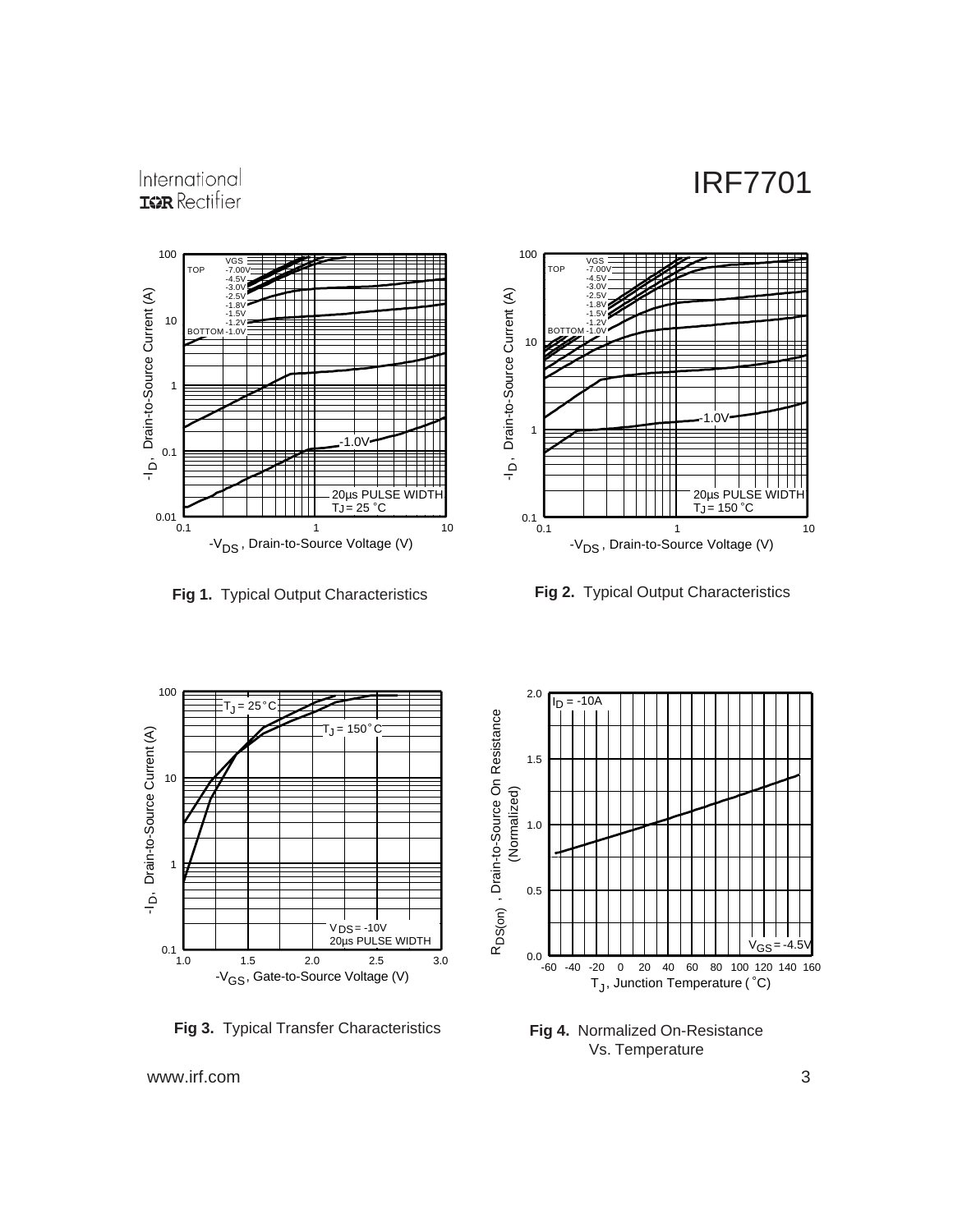**Fig 1.** Typical Output Characteristics

**Fig 2.** Typical Output Characteristics

**Fig 3.** Typical Transfer Characteristics

**Fig 4.** Normalized On-Resistance Vs. Temperature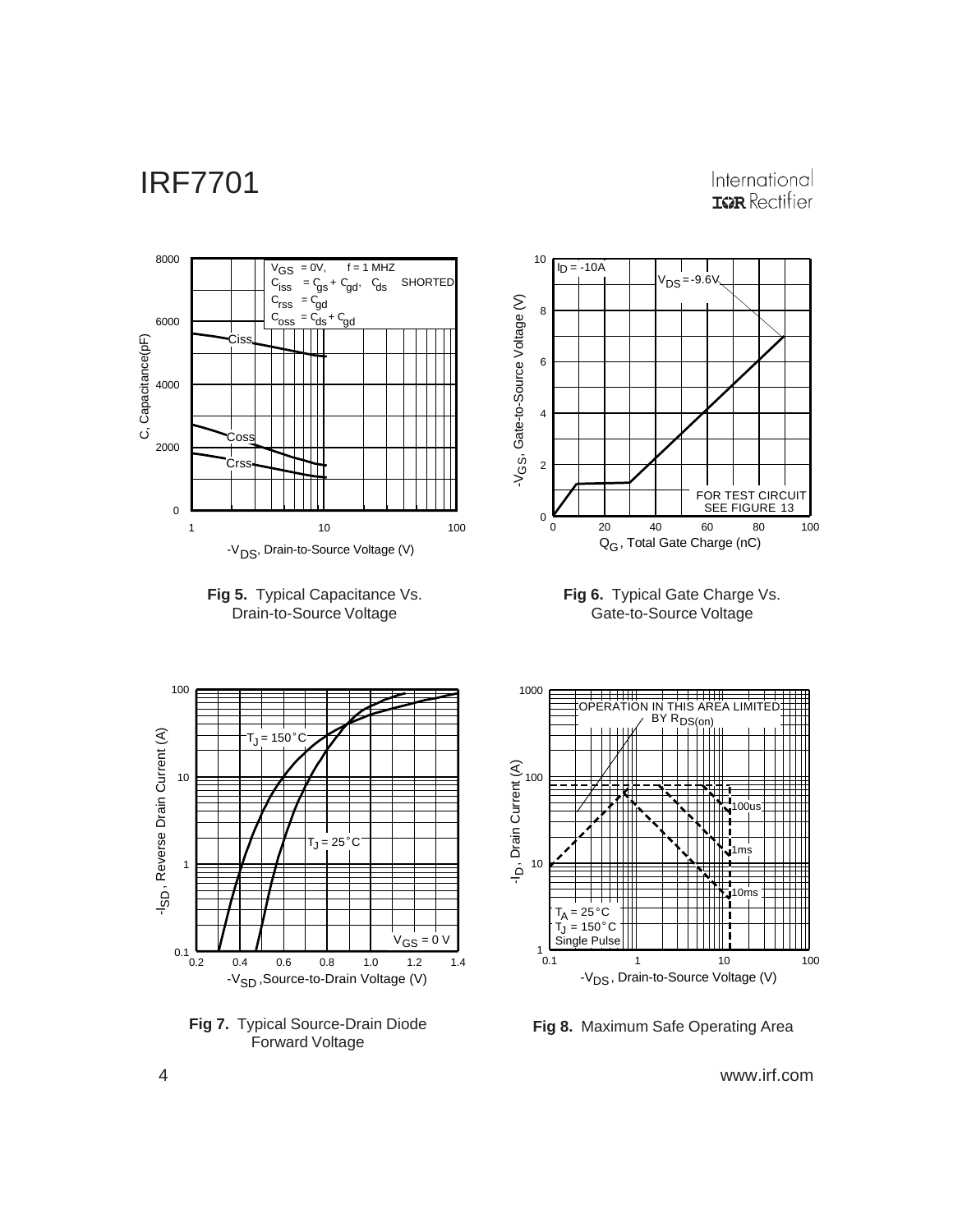**Fig 5.** Typical Capacitance Vs. Drain-to-Source Voltage

**Fig 6.** Typical Gate Charge Vs. Gate-to-Source Voltage

**Fig 7.** Typical Source-Drain Diode Forward Voltage

**Fig 8.** Maximum Safe Operating Area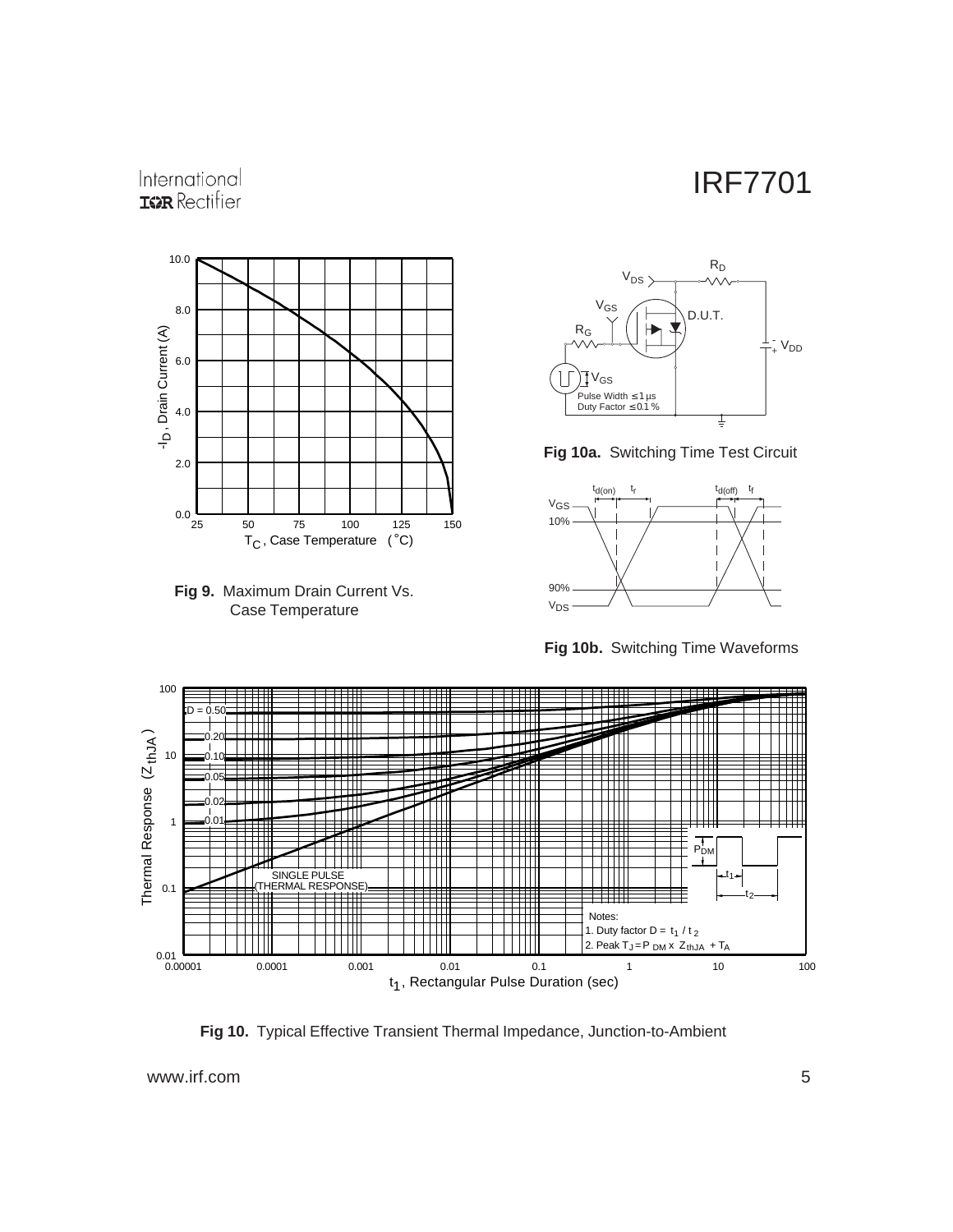**Fig 9.** Maximum Drain Current Vs. Case Temperature

**Fig 10a.** Switching Time Test Circuit

**Fig 10b.** Switching Time Waveforms

**Fig 10.** Typical Effective Transient Thermal Impedance, Junction-to-Ambient

Notes:
1. Duty factor $D = t_1 / t_2$
2. Peak $T_J = P_{DM} \times Z_{thJA} + T_A$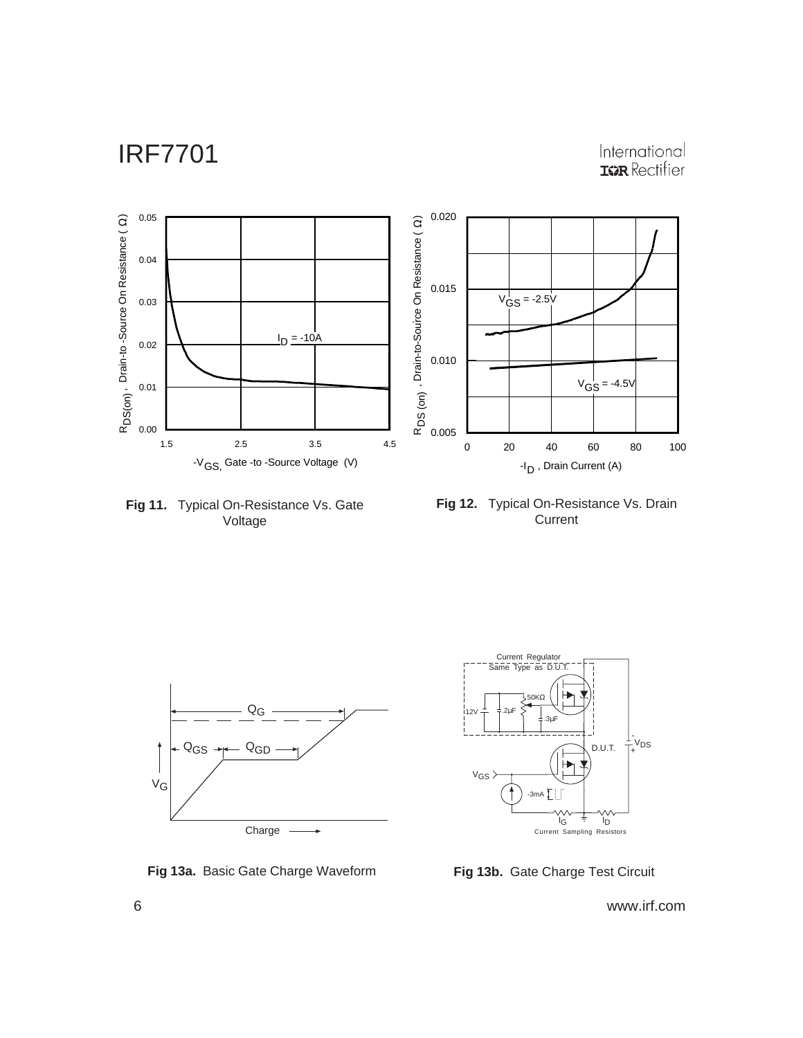Fig 11. Typical On-Resistance Vs. Gate Voltage

Fig 12. Typical On-Resistance Vs. Drain Current

Fig 13a. Basic Gate Charge Waveform

Fig 13b. Gate Charge Test Circuit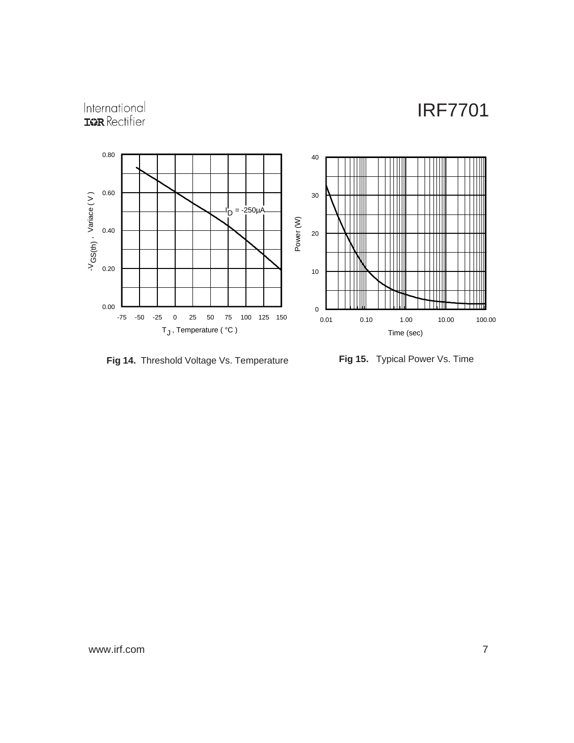**Fig 14.** Threshold Voltage Vs. Temperature

**Fig 15.** Typical Power Vs. Time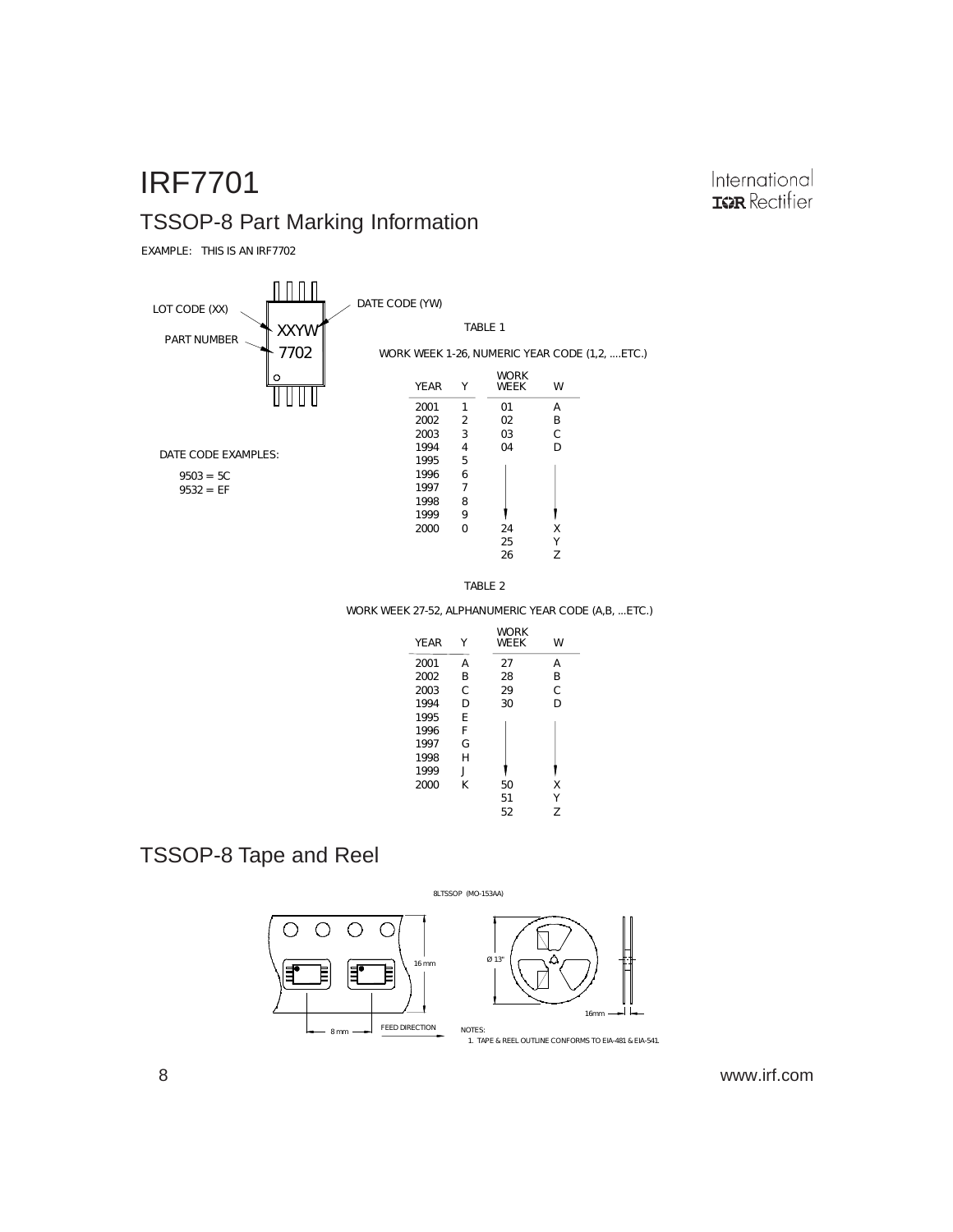# IRF7701

## TSSOP-8 Part Marking Information

EXAMPLE: THIS IS AN IRF7702

LOT CODE (XX)

PART NUMBER

DATE CODE (YW)

XXYW
7702

DATE CODE EXAMPLES:

9503 = 5C
9532 = EF

TABLE 1

WORK WEEK 1-26, NUMERIC YEAR CODE (1,2, ....ETC.)

| YEAR | Y | WORK WEEK | W |
|---|---|---|---|
| 2001 | 1 | 01 | A |
| 2002 | 2 | 02 | B |
| 2003 | 3 | 03 | C |
| 1994 | 4 | 04 | D |
| 1995 | 5 | | |
| 1996 | 6 | | |
| 1997 | 7 | | |
| 1998 | 8 | | |
| 1999 | 9 | | |
| 2000 | 0 | 24 | X |
| | | 25 | Y |
| | | 26 | Z |

TABLE 2

WORK WEEK 27-52, ALPHANUMERIC YEAR CODE (A,B, ...ETC.)

| YEAR | Y | WORK WEEK | W |
|---|---|---|---|
| 2001 | A | 27 | A |
| 2002 | B | 28 | B |
| 2003 | C | 29 | C |
| 1994 | D | 30 | D |
| 1995 | E | | |
| 1996 | F | | |
| 1997 | G | | |
| 1998 | H | | |
| 1999 | J | | |
| 2000 | K | 50 | X |
| | | 51 | Y |
| | | 52 | Z |

## TSSOP-8 Tape and Reel

8LTSSOP (MO-153AA)

16 mm

8 mm

FEED DIRECTION

Ø 13"

16mm

NOTES:
1. TAPE & REEL OUTLINE CONFORMS TO EIA-481 & EIA-541.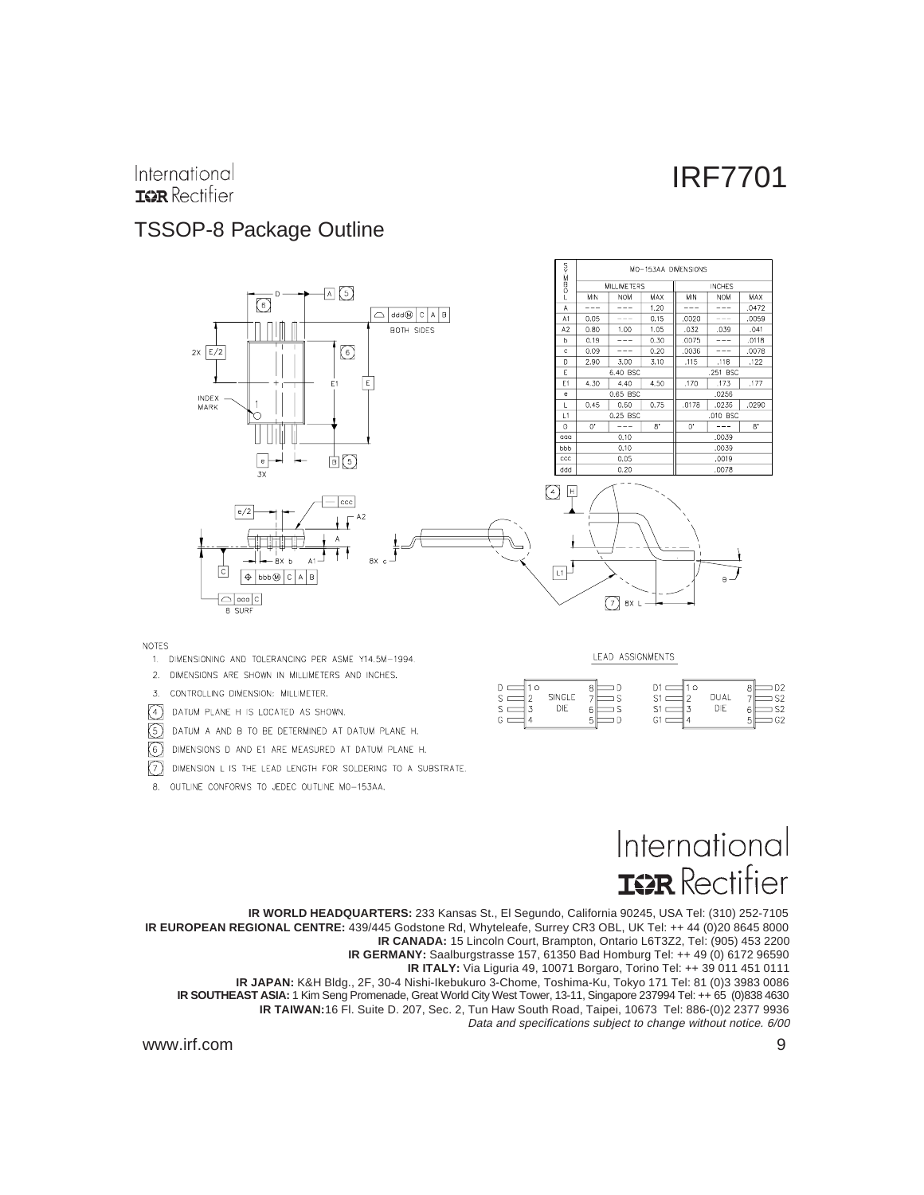## TSSOP-8 Package Outline

| SYMBOL | MO-153AA DIMENSIONS | | | | | |
|---|---|---|---|---|---|---|
| | MILLIMETERS | | | INCHES | | |
| | MIN | NOM | MAX | MIN | NOM | MAX |
| A | --- | --- | 1.20 | --- | --- | .0472 |
| A1 | 0.05 | --- | 0.15 | .0020 | --- | .0059 |
| A2 | 0.80 | 1.00 | 1.05 | .032 | .039 | .041 |
| b | 0.19 | --- | 0.30 | .0075 | --- | .0118 |
| c | 0.09 | --- | 0.20 | .0036 | --- | .0078 |
| D | 2.90 | 3.00 | 3.10 | .115 | .118 | .122 |
| E | 6.40 BSC | | | .251 BSC | | |
| E1 | 4.30 | 4.40 | 4.50 | .170 | .173 | .177 |
| e | 0.65 BSC | | | .0256 | | |
| L | 0.45 | 0.60 | 0.75 | .0178 | .0236 | .0290 |
| L1 | 0.25 BSC | | | .010 BSC | | |
| θ | 0° | --- | 8° | 0° | --- | 8° |
| aaa | 0.10 | | | .0039 | | |
| bbb | 0.10 | | | .0039 | | |
| ccc | 0.05 | | | .0019 | | |
| ddd | 0.20 | | | .0078 | | |

NOTES

1. DIMENSIONING AND TOLERANCING PER ASME Y14.5M-1994.
2. DIMENSIONS ARE SHOWN IN MILLIMETERS AND INCHES.
3. CONTROLLING DIMENSION: MILLIMETER.
4. DATUM PLANE H IS LOCATED AS SHOWN.
5. DATUM A AND B TO BE DETERMINED AT DATUM PLANE H.
6. DIMENSIONS D AND E1 ARE MEASURED AT DATUM PLANE H.
7. DIMENSION L IS THE LEAD LENGTH FOR SOLDERING TO A SUBSTRATE.
8. OUTLINE CONFORMS TO JEDEC OUTLINE MO-153AA.

LEAD ASSIGNMENTS

SINGLE DIE: 1 D, 2 S, 3 S, 4 G, 5 D, 6 S, 7 S, 8 D

DUAL DIE: 1 D1, 2 S1, 3 S1, 4 G1, 5 G2, 6 S2, 7 S2, 8 D2

International IOR Rectifier

**IR WORLD HEADQUARTERS:** 233 Kansas St., El Segundo, California 90245, USA Tel: (310) 252-7105
**IR EUROPEAN REGIONAL CENTRE:** 439/445 Godstone Rd, Whyteleafe, Surrey CR3 OBL, UK Tel: ++ 44 (0)20 8645 8000
**IR CANADA:** 15 Lincoln Court, Brampton, Ontario L6T3Z2, Tel: (905) 453 2200
**IR GERMANY:** Saalburgstrasse 157, 61350 Bad Homburg Tel: ++ 49 (0) 6172 96590
**IR ITALY:** Via Liguria 49, 10071 Borgaro, Torino Tel: ++ 39 011 451 0111
**IR JAPAN:** K&H Bldg., 2F, 30-4 Nishi-Ikebukuro 3-Chome, Toshima-Ku, Tokyo 171 Tel: 81 (0)3 3983 0086
**IR SOUTHEAST ASIA:** 1 Kim Seng Promenade, Great World City West Tower, 13-11, Singapore 237994 Tel: ++ 65 (0)838 4630
**IR TAIWAN:** 16 Fl. Suite D. 207, Sec. 2, Tun Haw South Road, Taipei, 10673 Tel: 886-(0)2 2377 9936
*Data and specifications subject to change without notice. 6/00*

www.irf.com